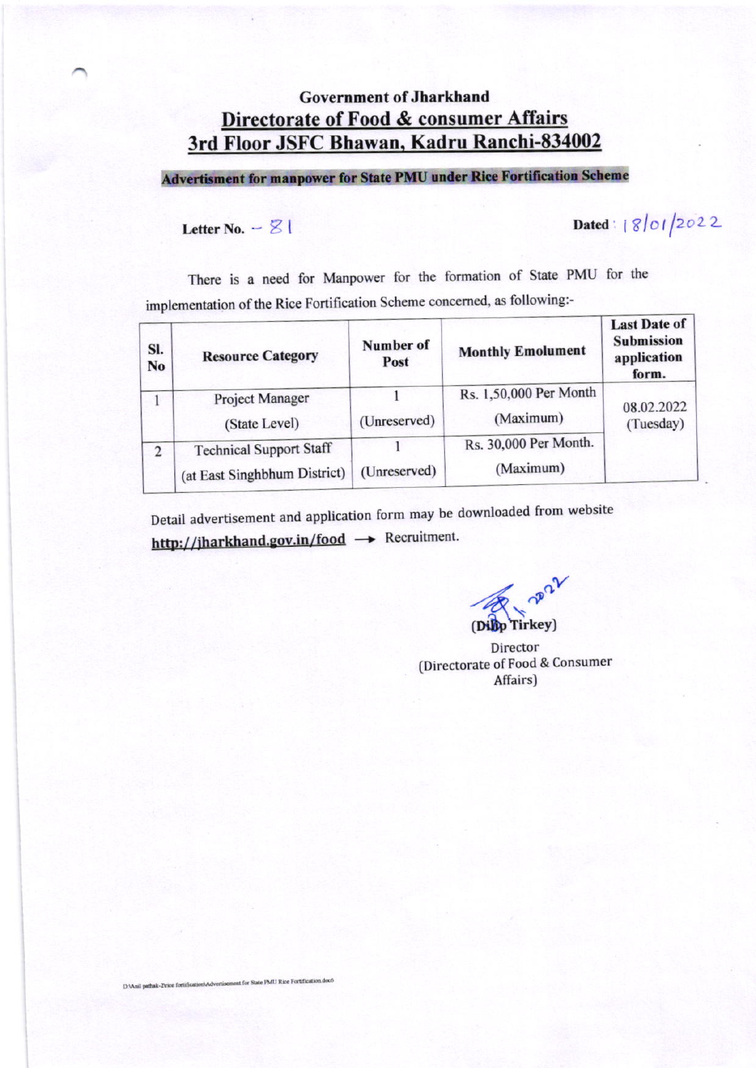# Government of Jharkhand

## Directorate of Food & consumer Affairs

## 3rd Floor JSFC Bhawan, Kadru Ranchi-834002

**Advertisment for manpower for State PMU under Rice Fortification Scheme**

**Letter No.** – 81 **Dated**: 18/01/2022

There is a need for Manpower for the formation of State PMU for the implementation of the Rice Fortification Scheme concerned, as following:-

| Sl. No | Resource Category | Number of Post | Monthly Emolument | Last Date of Submission application form. |
|---|---|---|---|---|
| 1 | Project Manager (State Level) | 1 (Unreserved) | Rs. 1,50,000 Per Month (Maximum) | 08.02.2022 (Tuesday) |
| 2 | Technical Support Staff (at East Singhbhum District) | 1 (Unreserved) | Rs. 30,000 Per Month. (Maximum) | |

Detail advertisement and application form may be downloaded from website **http://jharkhand.gov.in/food** → Recruitment.

(Dilip Tirkey)
Director
(Directorate of Food & Consumer Affairs)

D:\Anil pathak-2\rice fortification\Advertisement for State PMU Rice Fortification.docx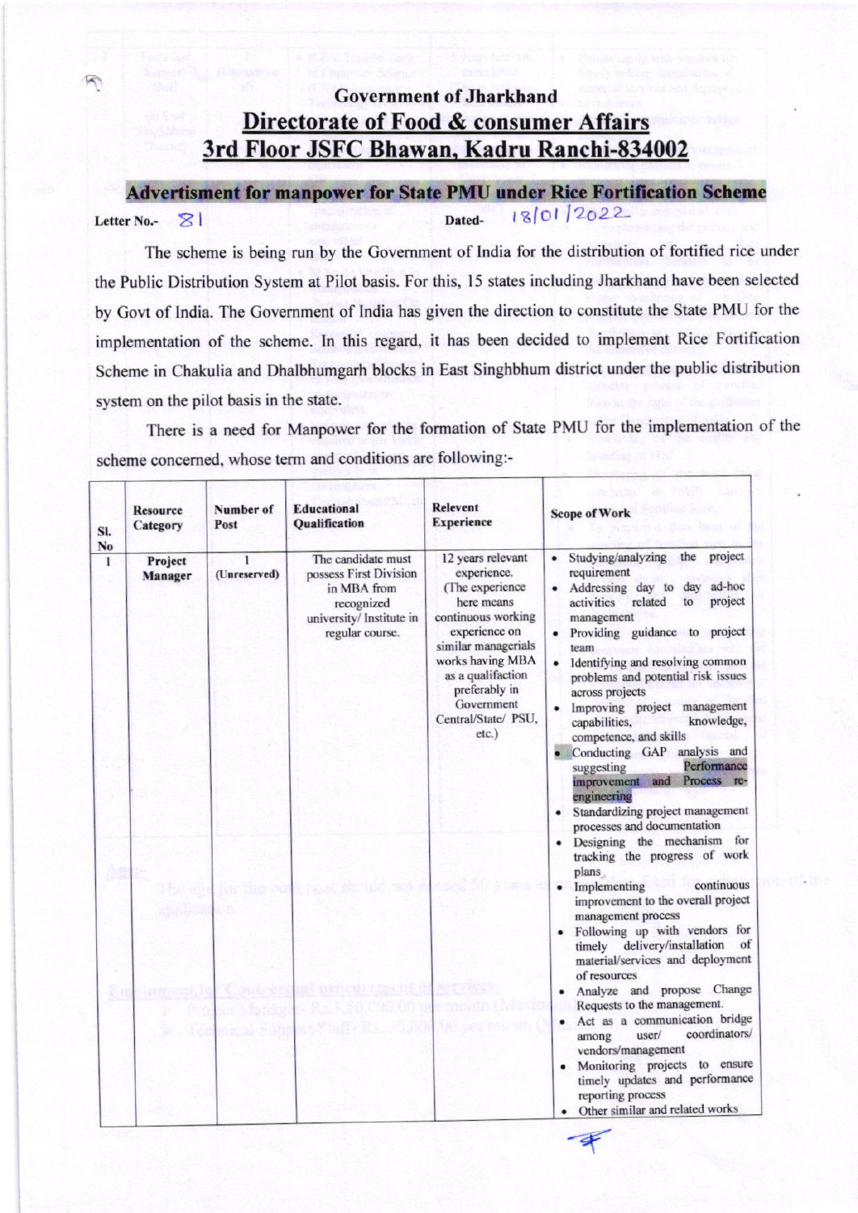# Government of Jharkhand

## Directorate of Food & consumer Affairs

## 3rd Floor JSFC Bhawan, Kadru Ranchi-834002

### Advertisment for manpower for State PMU under Rice Fortification Scheme

Letter No.- 81 Dated- 18/01/2022

The scheme is being run by the Government of India for the distribution of fortified rice under the Public Distribution System at Pilot basis. For this, 15 states including Jharkhand have been selected by Govt of India. The Government of India has given the direction to constitute the State PMU for the implementation of the scheme. In this regard, it has been decided to implement Rice Fortification Scheme in Chakulia and Dhalbhumgarh blocks in East Singhbhum district under the public distribution system on the pilot basis in the state.

There is a need for Manpower for the formation of State PMU for the implementation of the scheme concerned, whose term and conditions are following:-

| Sl. No | Resource Category | Number of Post | Educational Qualification | Relevent Experience | Scope of Work |
|---|---|---|---|---|---|
| 1 | **Project Manager** | 1 (Unreserved) | The candidate must possess First Division in MBA from recognized university/ Institute in regular course. | 12 years relevant experience. (The experience here means continuous working experience on similar managerials works having MBA as a qualifaction preferably in Government Central/State/ PSU, etc.) | • Studying/analyzing the project requirement<br>• Addressing day to day ad-hoc activities related to project management<br>• Providing guidance to project team<br>• Identifying and resolving common problems and potential risk issues across projects<br>• Improving project management capabilities, knowledge, competence, and skills<br>• Conducting GAP analysis and suggesting Performance improvement and Process re-engineering<br>• Standardizing project management processes and documentation<br>• Designing the mechanism for tracking the progress of work plans.<br>• Implementing continuous improvement to the overall project management process<br>• Following up with vendors for timely delivery/installation of material/services and deployment of resources<br>• Analyze and propose Change Requests to the management.<br>• Act as a communication bridge among user/ coordinators/ vendors/management<br>• Monitoring projects to ensure timely updates and performance reporting process<br>• Other similar and related works |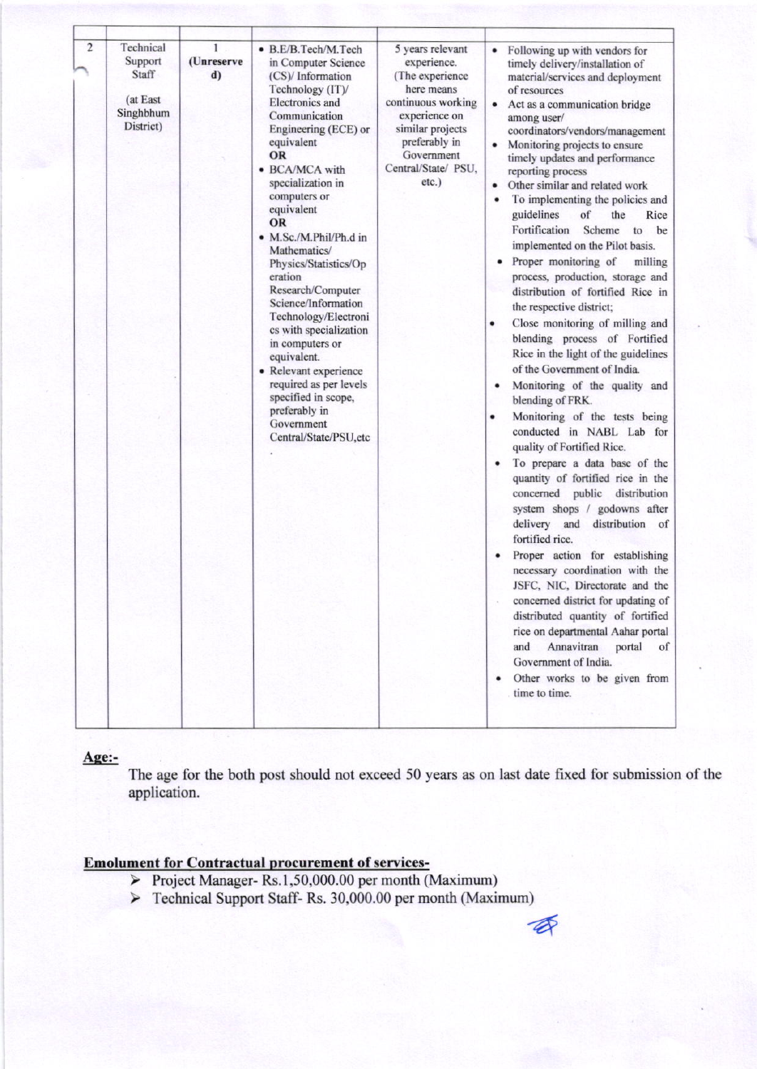| | | | | | |
|---|---|---|---|---|---|
| 2 | Technical Support Staff<br><br>(at East Singhbhum District) | 1<br>**(Unreserved)** | • B.E/B.Tech/M.Tech in Computer Science (CS)/ Information Technology (IT)/ Electronics and Communication Engineering (ECE) or equivalent<br>**OR**<br>• BCA/MCA with specialization in computers or equivalent<br>**OR**<br>• M.Sc./M.Phil/Ph.d in Mathematics/ Physics/Statistics/Operation Research/Computer Science/Information Technology/Electronics with specialization in computers or equivalent.<br>• Relevant experience required as per levels specified in scope, preferably in Government Central/State/PSU,etc | 5 years relevant experience. (The experience here means continuous working experience on similar projects preferably in Government Central/State/ PSU, etc.) | • Following up with vendors for timely delivery/installation of material/services and deployment of resources<br>• Act as a communication bridge among user/ coordinators/vendors/management<br>• Monitoring projects to ensure timely updates and performance reporting process<br>• Other similar and related work<br>• To implementing the policies and guidelines of the Rice Fortification Scheme to be implemented on the Pilot basis.<br>• Proper monitoring of milling process, production, storage and distribution of fortified Rice in the respective district;<br>• Close monitoring of milling and blending process of Fortified Rice in the light of the guidelines of the Government of India.<br>• Monitoring of the quality and blending of FRK.<br>• Monitoring of the tests being conducted in NABL Lab for quality of Fortified Rice.<br>• To prepare a data base of the quantity of fortified rice in the concerned public distribution system shops / godowns after delivery and distribution of fortified rice.<br>• Proper action for establishing necessary coordination with the JSFC, NIC, Directorate and the concerned district for updating of distributed quantity of fortified rice on departmental Aahar portal and Annavitran portal of Government of India.<br>• Other works to be given from time to time. |

**Age:-**

The age for the both post should not exceed 50 years as on last date fixed for submission of the application.

**Emolument for Contractual procurement of services-**

- Project Manager- Rs.1,50,000.00 per month (Maximum)
- Technical Support Staff- Rs. 30,000.00 per month (Maximum)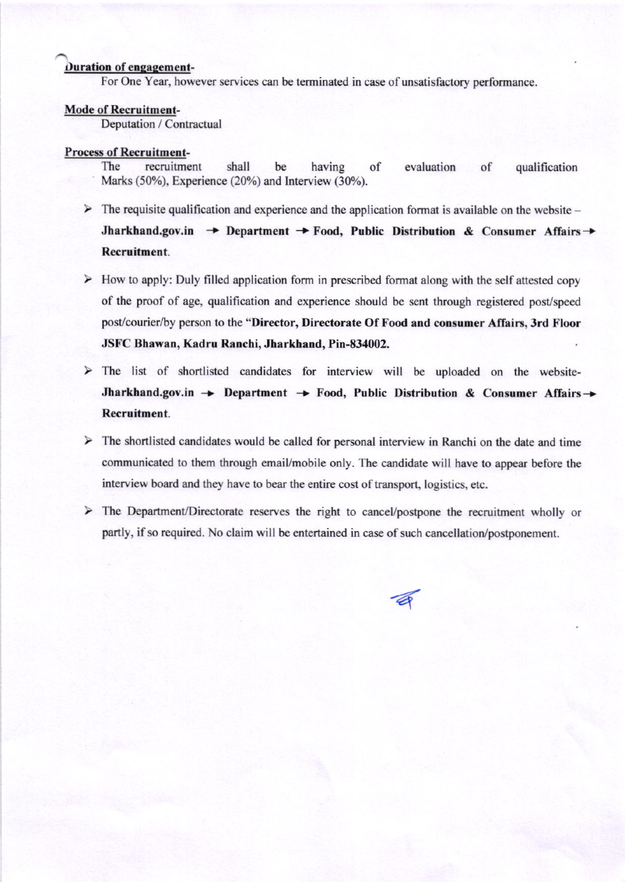**Duration of engagement-**

For One Year, however services can be terminated in case of unsatisfactory performance.

**Mode of Recruitment-**

Deputation / Contractual

**Process of Recruitment-**

The recruitment shall be having of evaluation of qualification Marks (50%), Experience (20%) and Interview (30%).

- The requisite qualification and experience and the application format is available on the website – **Jharkhand.gov.in → Department → Food, Public Distribution & Consumer Affairs→ Recruitment**.
- How to apply: Duly filled application form in prescribed format along with the self attested copy of the proof of age, qualification and experience should be sent through registered post/speed post/courier/by person to the "**Director, Directorate Of Food and consumer Affairs, 3rd Floor JSFC Bhawan, Kadru Ranchi, Jharkhand, Pin-834002.**
- The list of shortlisted candidates for interview will be uploaded on the website- **Jharkhand.gov.in → Department → Food, Public Distribution & Consumer Affairs→ Recruitment**.
- The shortlisted candidates would be called for personal interview in Ranchi on the date and time communicated to them through email/mobile only. The candidate will have to appear before the interview board and they have to bear the entire cost of transport, logistics, etc.
- The Department/Directorate reserves the right to cancel/postpone the recruitment wholly or partly, if so required. No claim will be entertained in case of such cancellation/postponement.